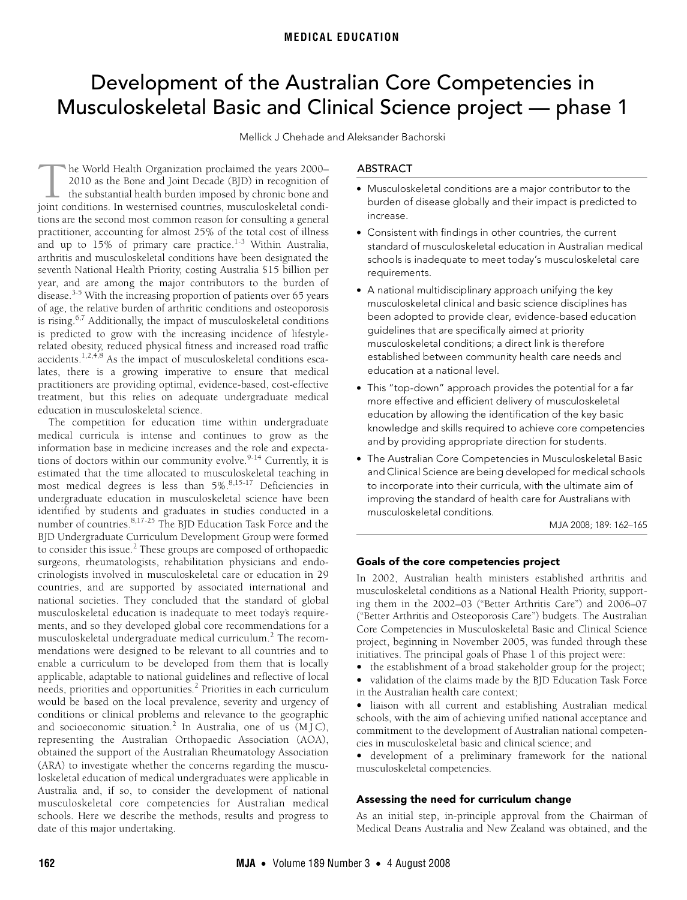MEDICAL EDUCATION

# Development of the Australian Core Competencies in Musculoskeletal Basic and Clinical Science project — phase 1

Mellick J Chehade and Aleksander Bachorski

## ABSTRACT

- Musculoskeletal conditions are a major contributor to the burden of disease globally and their impact is predicted to increase.
- Consistent with findings in other countries, the current standard of musculoskeletal education in Australian medical schools is inadequate to meet today's musculoskeletal care requirements.
- A national multidisciplinary approach unifying the key musculoskeletal clinical and basic science disciplines has been adopted to provide clear, evidence-based education guidelines that are specifically aimed at priority musculoskeletal conditions; a direct link is therefore established between community health care needs and education at a national level.
- This "top-down" approach provides the potential for a far more effective and efficient delivery of musculoskeletal education by allowing the identification of the key basic knowledge and skills required to achieve core competencies and by providing appropriate direction for students.
- The Australian Core Competencies in Musculoskeletal Basic and Clinical Science are being developed for medical schools to incorporate into their curricula, with the ultimate aim of improving the standard of health care for Australians with musculoskeletal conditions.

MJA 2008; 189: 162–165

The World Health Organization proclaimed the years 2000–2010 as the Bone and Joint Decade (BJD) in recognition of the substantial health burden imposed by chronic bone and joint conditions. In westernised countries, musculoskeletal conditions are the second most common reason for consulting a general practitioner, accounting for almost 25% of the total cost of illness and up to 15% of primary care practice.[1-3] Within Australia, arthritis and musculoskeletal conditions have been designated the seventh National Health Priority, costing Australia $15 billion per year, and are among the major contributors to the burden of disease.[3-5] With the increasing proportion of patients over 65 years of age, the relative burden of arthritic conditions and osteoporosis is rising.[6,7] Additionally, the impact of musculoskeletal conditions is predicted to grow with the increasing incidence of lifestyle-related obesity, reduced physical fitness and increased road traffic accidents.[1,2,4,8] As the impact of musculoskeletal conditions escalates, there is a growing imperative to ensure that medical practitioners are providing optimal, evidence-based, cost-effective treatment, but this relies on adequate undergraduate medical education in musculoskeletal science.

The competition for education time within undergraduate medical curricula is intense and continues to grow as the information base in medicine increases and the role and expectations of doctors within our community evolve.[9-14] Currently, it is estimated that the time allocated to musculoskeletal teaching in most medical degrees is less than 5%.[8,15-17] Deficiencies in undergraduate education in musculoskeletal science have been identified by students and graduates in studies conducted in a number of countries.[8,17-25] The BJD Education Task Force and the BJD Undergraduate Curriculum Development Group were formed to consider this issue.[2] These groups are composed of orthopaedic surgeons, rheumatologists, rehabilitation physicians and endocrinologists involved in musculoskeletal care or education in 29 countries, and are supported by associated international and national societies. They concluded that the standard of global musculoskeletal education is inadequate to meet today's requirements, and so they developed global core recommendations for a musculoskeletal undergraduate medical curriculum.[2] The recommendations were designed to be relevant to all countries and to enable a curriculum to be developed from them that is locally applicable, adaptable to national guidelines and reflective of local needs, priorities and opportunities.[2] Priorities in each curriculum would be based on the local prevalence, severity and urgency of conditions or clinical problems and relevance to the geographic and socioeconomic situation.[2] In Australia, one of us (M J C), representing the Australian Orthopaedic Association (AOA), obtained the support of the Australian Rheumatology Association (ARA) to investigate whether the concerns regarding the musculoskeletal education of medical undergraduates were applicable in Australia and, if so, to consider the development of national musculoskeletal core competencies for Australian medical schools. Here we describe the methods, results and progress to date of this major undertaking.

### Goals of the core competencies project

In 2002, Australian health ministers established arthritis and musculoskeletal conditions as a National Health Priority, supporting them in the 2002–03 ("Better Arthritis Care") and 2006–07 ("Better Arthritis and Osteoporosis Care") budgets. The Australian Core Competencies in Musculoskeletal Basic and Clinical Science project, beginning in November 2005, was funded through these initiatives. The principal goals of Phase 1 of this project were:

- the establishment of a broad stakeholder group for the project;
- validation of the claims made by the BJD Education Task Force in the Australian health care context;
- liaison with all current and establishing Australian medical schools, with the aim of achieving unified national acceptance and commitment to the development of Australian national competencies in musculoskeletal basic and clinical science; and
- development of a preliminary framework for the national musculoskeletal competencies.

### Assessing the need for curriculum change

As an initial step, in-principle approval from the Chairman of Medical Deans Australia and New Zealand was obtained, and the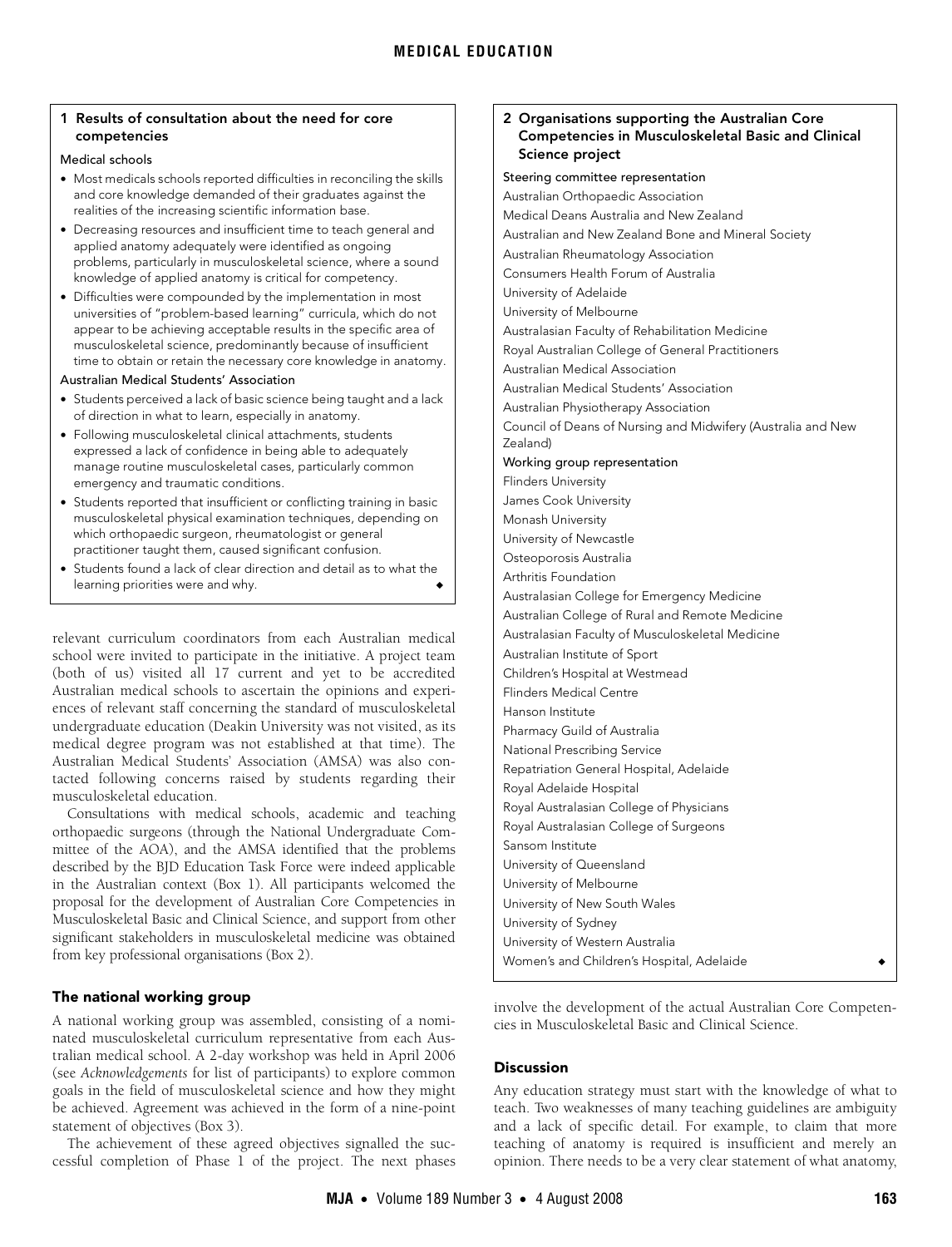### 1 Results of consultation about the need for core competencies

**Medical schools**

- Most medicals schools reported difficulties in reconciling the skills and core knowledge demanded of their graduates against the realities of the increasing scientific information base.
- Decreasing resources and insufficient time to teach general and applied anatomy adequately were identified as ongoing problems, particularly in musculoskeletal science, where a sound knowledge of applied anatomy is critical for competency.
- Difficulties were compounded by the implementation in most universities of "problem-based learning" curricula, which do not appear to be achieving acceptable results in the specific area of musculoskeletal science, predominantly because of insufficient time to obtain or retain the necessary core knowledge in anatomy.

**Australian Medical Students' Association**

- Students perceived a lack of basic science being taught and a lack of direction in what to learn, especially in anatomy.
- Following musculoskeletal clinical attachments, students expressed a lack of confidence in being able to adequately manage routine musculoskeletal cases, particularly common emergency and traumatic conditions.
- Students reported that insufficient or conflicting training in basic musculoskeletal physical examination techniques, depending on which orthopaedic surgeon, rheumatologist or general practitioner taught them, caused significant confusion.
- Students found a lack of clear direction and detail as to what the learning priorities were and why. ◆

relevant curriculum coordinators from each Australian medical school were invited to participate in the initiative. A project team (both of us) visited all 17 current and yet to be accredited Australian medical schools to ascertain the opinions and experiences of relevant staff concerning the standard of musculoskeletal undergraduate education (Deakin University was not visited, as its medical degree program was not established at that time). The Australian Medical Students' Association (AMSA) was also contacted following concerns raised by students regarding their musculoskeletal education.

Consultations with medical schools, academic and teaching orthopaedic surgeons (through the National Undergraduate Committee of the AOA), and the AMSA identified that the problems described by the BJD Education Task Force were indeed applicable in the Australian context (Box 1). All participants welcomed the proposal for the development of Australian Core Competencies in Musculoskeletal Basic and Clinical Science, and support from other significant stakeholders in musculoskeletal medicine was obtained from key professional organisations (Box 2).

## The national working group

A national working group was assembled, consisting of a nominated musculoskeletal curriculum representative from each Australian medical school. A 2-day workshop was held in April 2006 (see *Acknowledgements* for list of participants) to explore common goals in the field of musculoskeletal science and how they might be achieved. Agreement was achieved in the form of a nine-point statement of objectives (Box 3).

The achievement of these agreed objectives signalled the successful completion of Phase 1 of the project. The next phases

### 2 Organisations supporting the Australian Core Competencies in Musculoskeletal Basic and Clinical Science project

**Steering committee representation**

Australian Orthopaedic Association
Medical Deans Australia and New Zealand
Australian and New Zealand Bone and Mineral Society
Australian Rheumatology Association
Consumers Health Forum of Australia
University of Adelaide
University of Melbourne
Australasian Faculty of Rehabilitation Medicine
Royal Australian College of General Practitioners
Australian Medical Association
Australian Medical Students' Association
Australian Physiotherapy Association
Council of Deans of Nursing and Midwifery (Australia and New Zealand)

**Working group representation**

Flinders University
James Cook University
Monash University
University of Newcastle
Osteoporosis Australia
Arthritis Foundation
Australasian College for Emergency Medicine
Australian College of Rural and Remote Medicine
Australasian Faculty of Musculoskeletal Medicine
Australian Institute of Sport
Children's Hospital at Westmead
Flinders Medical Centre
Hanson Institute
Pharmacy Guild of Australia
National Prescribing Service
Repatriation General Hospital, Adelaide
Royal Adelaide Hospital
Royal Australasian College of Physicians
Royal Australasian College of Surgeons
Sansom Institute
University of Queensland
University of Melbourne
University of New South Wales
University of Sydney
University of Western Australia
Women's and Children's Hospital, Adelaide ◆

involve the development of the actual Australian Core Competencies in Musculoskeletal Basic and Clinical Science.

## Discussion

Any education strategy must start with the knowledge of what to teach. Two weaknesses of many teaching guidelines are ambiguity and a lack of specific detail. For example, to claim that more teaching of anatomy is required is insufficient and merely an opinion. There needs to be a very clear statement of what anatomy,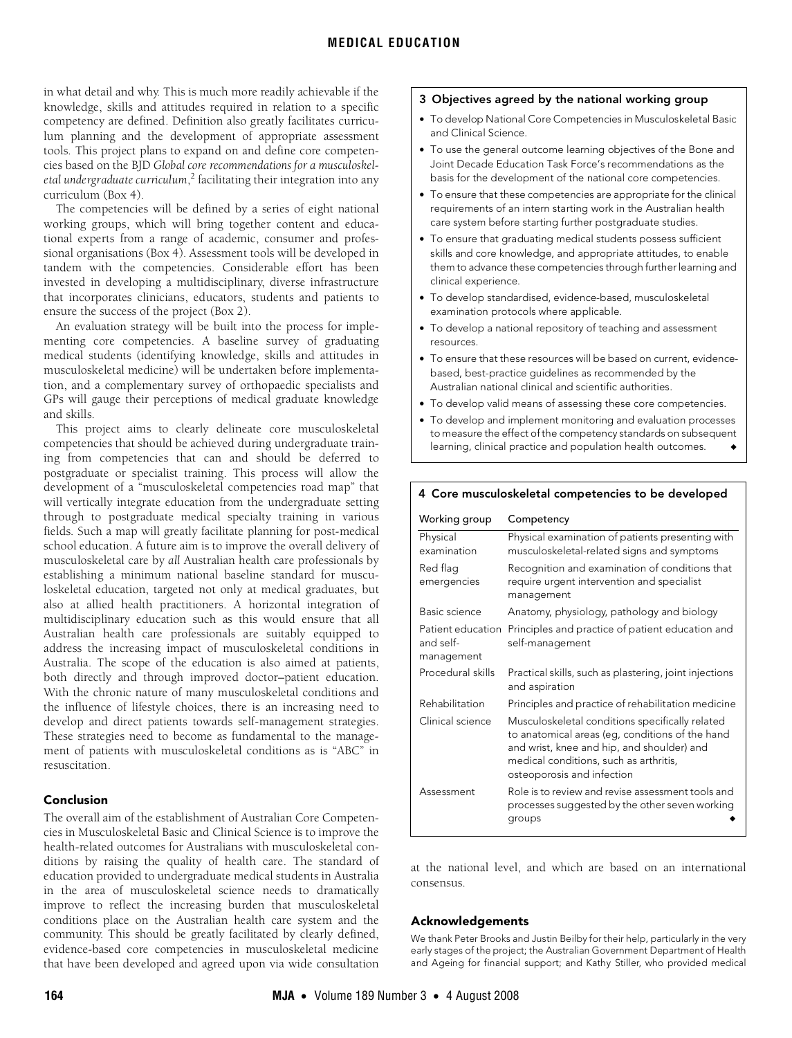in what detail and why. This is much more readily achievable if the knowledge, skills and attitudes required in relation to a specific competency are defined. Definition also greatly facilitates curriculum planning and the development of appropriate assessment tools. This project plans to expand on and define core competencies based on the BJD *Global core recommendations for a musculoskeletal undergraduate curriculum*,[2] facilitating their integration into any curriculum (Box 4).

The competencies will be defined by a series of eight national working groups, which will bring together content and educational experts from a range of academic, consumer and professional organisations (Box 4). Assessment tools will be developed in tandem with the competencies. Considerable effort has been invested in developing a multidisciplinary, diverse infrastructure that incorporates clinicians, educators, students and patients to ensure the success of the project (Box 2).

An evaluation strategy will be built into the process for implementing core competencies. A baseline survey of graduating medical students (identifying knowledge, skills and attitudes in musculoskeletal medicine) will be undertaken before implementation, and a complementary survey of orthopaedic specialists and GPs will gauge their perceptions of medical graduate knowledge and skills.

This project aims to clearly delineate core musculoskeletal competencies that should be achieved during undergraduate training from competencies that can and should be deferred to postgraduate or specialist training. This process will allow the development of a "musculoskeletal competencies road map" that will vertically integrate education from the undergraduate setting through to postgraduate medical specialty training in various fields. Such a map will greatly facilitate planning for post-medical school education. A future aim is to improve the overall delivery of musculoskeletal care by *all* Australian health care professionals by establishing a minimum national baseline standard for musculoskeletal education, targeted not only at medical graduates, but also at allied health practitioners. A horizontal integration of multidisciplinary education such as this would ensure that all Australian health care professionals are suitably equipped to address the increasing impact of musculoskeletal conditions in Australia. The scope of the education is also aimed at patients, both directly and through improved doctor–patient education. With the chronic nature of many musculoskeletal conditions and the influence of lifestyle choices, there is an increasing need to develop and direct patients towards self-management strategies. These strategies need to become as fundamental to the management of patients with musculoskeletal conditions as is "ABC" in resuscitation.

## Conclusion

The overall aim of the establishment of Australian Core Competencies in Musculoskeletal Basic and Clinical Science is to improve the health-related outcomes for Australians with musculoskeletal conditions by raising the quality of health care. The standard of education provided to undergraduate medical students in Australia in the area of musculoskeletal science needs to dramatically improve to reflect the increasing burden that musculoskeletal conditions place on the Australian health care system and the community. This should be greatly facilitated by clearly defined, evidence-based core competencies in musculoskeletal medicine that have been developed and agreed upon via wide consultation at the national level, and which are based on an international consensus.

### 3 Objectives agreed by the national working group

- To develop National Core Competencies in Musculoskeletal Basic and Clinical Science.
- To use the general outcome learning objectives of the Bone and Joint Decade Education Task Force's recommendations as the basis for the development of the national core competencies.
- To ensure that these competencies are appropriate for the clinical requirements of an intern starting work in the Australian health care system before starting further postgraduate studies.
- To ensure that graduating medical students possess sufficient skills and core knowledge, and appropriate attitudes, to enable them to advance these competencies through further learning and clinical experience.
- To develop standardised, evidence-based, musculoskeletal examination protocols where applicable.
- To develop a national repository of teaching and assessment resources.
- To ensure that these resources will be based on current, evidence-based, best-practice guidelines as recommended by the Australian national clinical and scientific authorities.
- To develop valid means of assessing these core competencies.
- To develop and implement monitoring and evaluation processes to measure the effect of the competency standards on subsequent learning, clinical practice and population health outcomes. ◆

### 4 Core musculoskeletal competencies to be developed

| Working group | Competency |
|---|---|
| Physical examination | Physical examination of patients presenting with musculoskeletal-related signs and symptoms |
| Red flag emergencies | Recognition and examination of conditions that require urgent intervention and specialist management |
| Basic science | Anatomy, physiology, pathology and biology |
| Patient education and self-management | Principles and practice of patient education and self-management |
| Procedural skills | Practical skills, such as plastering, joint injections and aspiration |
| Rehabilitation | Principles and practice of rehabilitation medicine |
| Clinical science | Musculoskeletal conditions specifically related to anatomical areas (eg, conditions of the hand and wrist, knee and hip, and shoulder) and medical conditions, such as arthritis, osteoporosis and infection |
| Assessment | Role is to review and revise assessment tools and processes suggested by the other seven working groups ◆ |

## Acknowledgements

We thank Peter Brooks and Justin Beilby for their help, particularly in the very early stages of the project; the Australian Government Department of Health and Ageing for financial support; and Kathy Stiller, who provided medical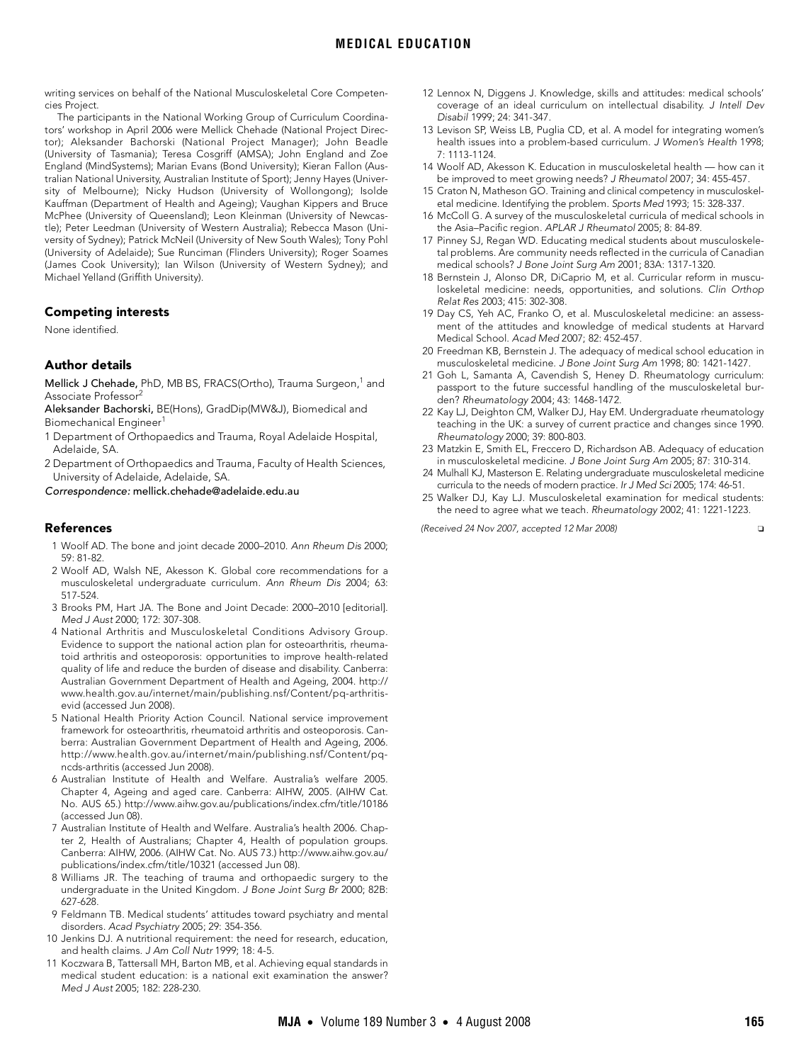writing services on behalf of the National Musculoskeletal Core Competencies Project.

The participants in the National Working Group of Curriculum Coordinators' workshop in April 2006 were Mellick Chehade (National Project Director); Aleksander Bachorski (National Project Manager); John Beadle (University of Tasmania); Teresa Cosgriff (AMSA); John England and Zoe England (MindSystems); Marian Evans (Bond University); Kieran Fallon (Australian National University, Australian Institute of Sport); Jenny Hayes (University of Melbourne); Nicky Hudson (University of Wollongong); Isolde Kauffman (Department of Health and Ageing); Vaughan Kippers and Bruce McPhee (University of Queensland); Leon Kleinman (University of Newcastle); Peter Leedman (University of Western Australia); Rebecca Mason (University of Sydney); Patrick McNeil (University of New South Wales); Tony Pohl (University of Adelaide); Sue Runciman (Flinders University); Roger Soames (James Cook University); Ian Wilson (University of Western Sydney); and Michael Yelland (Griffith University).

## Competing interests

None identified.

## Author details

**Mellick J Chehade,** PhD, MB BS, FRACS(Ortho), Trauma Surgeon,[1] and Associate Professor[2]

**Aleksander Bachorski,** BE(Hons), GradDip(MW&J), Biomedical and Biomechanical Engineer[1]

1 Department of Orthopaedics and Trauma, Royal Adelaide Hospital, Adelaide, SA.

2 Department of Orthopaedics and Trauma, Faculty of Health Sciences, University of Adelaide, Adelaide, SA.

*Correspondence:* mellick.chehade@adelaide.edu.au

## References

1 Woolf AD. The bone and joint decade 2000–2010. *Ann Rheum Dis* 2000; 59: 81-82.

2 Woolf AD, Walsh NE, Akesson K. Global core recommendations for a musculoskeletal undergraduate curriculum. *Ann Rheum Dis* 2004; 63: 517-524.

3 Brooks PM, Hart JA. The Bone and Joint Decade: 2000–2010 [editorial]. *Med J Aust* 2000; 172: 307-308.

4 National Arthritis and Musculoskeletal Conditions Advisory Group. Evidence to support the national action plan for osteoarthritis, rheumatoid arthritis and osteoporosis: opportunities to improve health-related quality of life and reduce the burden of disease and disability. Canberra: Australian Government Department of Health and Ageing, 2004. http://www.health.gov.au/internet/main/publishing.nsf/Content/pq-arthritis-evid (accessed Jun 2008).

5 National Health Priority Action Council. National service improvement framework for osteoarthritis, rheumatoid arthritis and osteoporosis. Canberra: Australian Government Department of Health and Ageing, 2006. http://www.health.gov.au/internet/main/publishing.nsf/Content/pq-ncds-arthritis (accessed Jun 2008).

6 Australian Institute of Health and Welfare. Australia's welfare 2005. Chapter 4, Ageing and aged care. Canberra: AIHW, 2005. (AIHW Cat. No. AUS 65.) http://www.aihw.gov.au/publications/index.cfm/title/10186 (accessed Jun 08).

7 Australian Institute of Health and Welfare. Australia's health 2006. Chapter 2, Health of Australians; Chapter 4, Health of population groups. Canberra: AIHW, 2006. (AIHW Cat. No. AUS 73.) http://www.aihw.gov.au/publications/index.cfm/title/10321 (accessed Jun 08).

8 Williams JR. The teaching of trauma and orthopaedic surgery to the undergraduate in the United Kingdom. *J Bone Joint Surg Br* 2000; 82B: 627-628.

9 Feldmann TB. Medical students' attitudes toward psychiatry and mental disorders. *Acad Psychiatry* 2005; 29: 354-356.

10 Jenkins DJ. A nutritional requirement: the need for research, education, and health claims. *J Am Coll Nutr* 1999; 18: 4-5.

11 Koczwara B, Tattersall MH, Barton MB, et al. Achieving equal standards in medical student education: is a national exit examination the answer? *Med J Aust* 2005; 182: 228-230.

12 Lennox N, Diggens J. Knowledge, skills and attitudes: medical schools' coverage of an ideal curriculum on intellectual disability. *J Intell Dev Disabil* 1999; 24: 341-347.

13 Levison SP, Weiss LB, Puglia CD, et al. A model for integrating women's health issues into a problem-based curriculum. *J Women's Health* 1998; 7: 1113-1124.

14 Woolf AD, Akesson K. Education in musculoskeletal health — how can it be improved to meet growing needs? *J Rheumatol* 2007; 34: 455-457.

15 Craton N, Matheson GO. Training and clinical competency in musculoskeletal medicine. Identifying the problem. *Sports Med* 1993; 15: 328-337.

16 McColl G. A survey of the musculoskeletal curricula of medical schools in the Asia–Pacific region. *APLAR J Rheumatol* 2005; 8: 84-89.

17 Pinney SJ, Regan WD. Educating medical students about musculoskeletal problems. Are community needs reflected in the curricula of Canadian medical schools? *J Bone Joint Surg Am* 2001; 83A: 1317-1320.

18 Bernstein J, Alonso DR, DiCaprio M, et al. Curricular reform in musculoskeletal medicine: needs, opportunities, and solutions. *Clin Orthop Relat Res* 2003; 415: 302-308.

19 Day CS, Yeh AC, Franko O, et al. Musculoskeletal medicine: an assessment of the attitudes and knowledge of medical students at Harvard Medical School. *Acad Med* 2007; 82: 452-457.

20 Freedman KB, Bernstein J. The adequacy of medical school education in musculoskeletal medicine. *J Bone Joint Surg Am* 1998; 80: 1421-1427.

21 Goh L, Samanta A, Cavendish S, Heney D. Rheumatology curriculum: passport to the future successful handling of the musculoskeletal burden? *Rheumatology* 2004; 43: 1468-1472.

22 Kay LJ, Deighton CM, Walker DJ, Hay EM. Undergraduate rheumatology teaching in the UK: a survey of current practice and changes since 1990. *Rheumatology* 2000; 39: 800-803.

23 Matzkin E, Smith EL, Freccero D, Richardson AB. Adequacy of education in musculoskeletal medicine. *J Bone Joint Surg Am* 2005; 87: 310-314.

24 Mulhall KJ, Masterson E. Relating undergraduate musculoskeletal medicine curricula to the needs of modern practice. *Ir J Med Sci* 2005; 174: 46-51.

25 Walker DJ, Kay LJ. Musculoskeletal examination for medical students: the need to agree what we teach. *Rheumatology* 2002; 41: 1221-1223.

*(Received 24 Nov 2007, accepted 12 Mar 2008)*